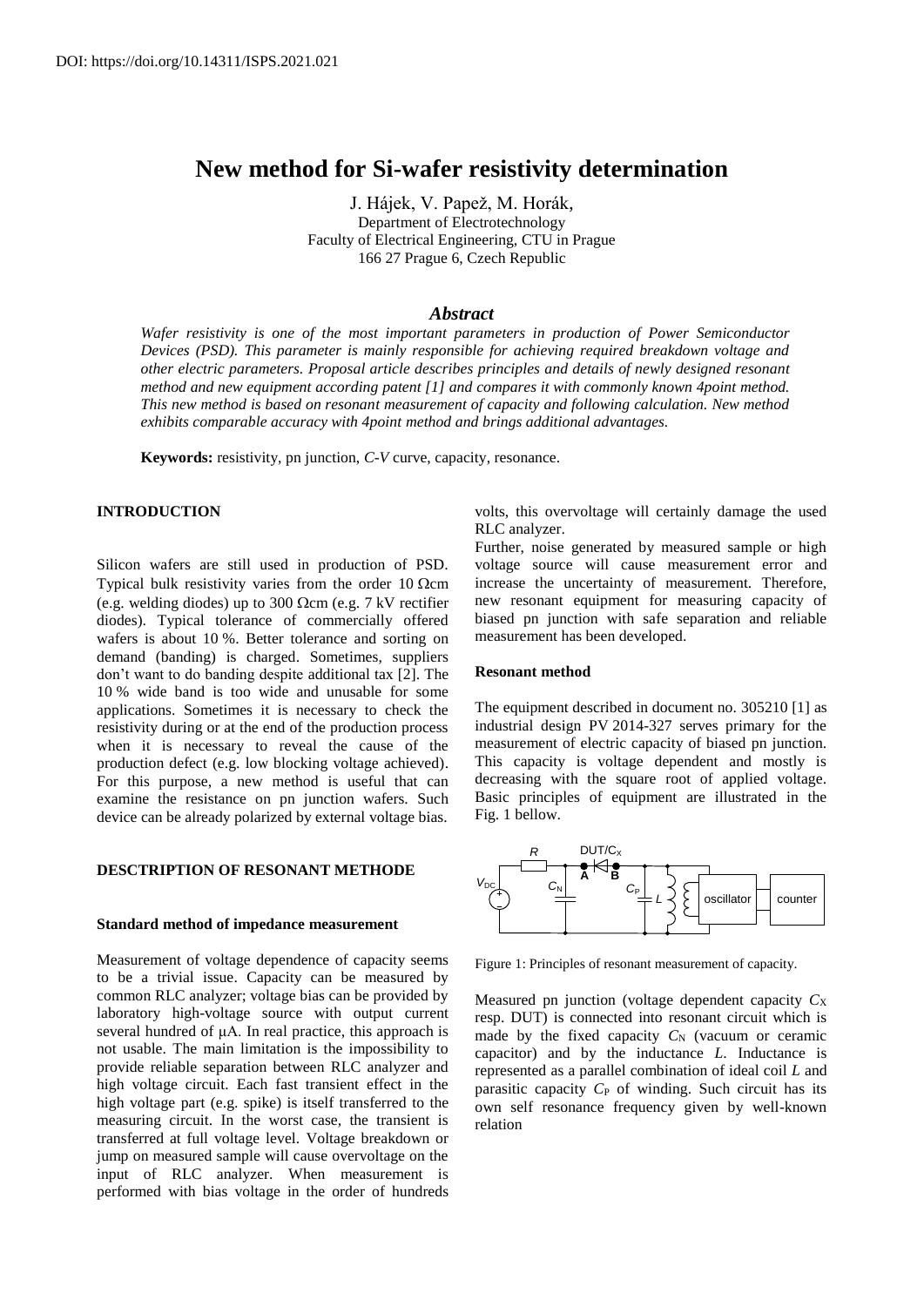DOI: https://doi.org/10.14311/ISPS.2021.021

# New method for Si-wafer resistivity determination

J. Hájek, V. Papež, M. Horák,
Department of Electrotechnology
Faculty of Electrical Engineering, CTU in Prague
166 27 Prague 6, Czech Republic

### *Abstract*

*Wafer resistivity is one of the most important parameters in production of Power Semiconductor Devices (PSD). This parameter is mainly responsible for achieving required breakdown voltage and other electric parameters. Proposal article describes principles and details of newly designed resonant method and new equipment according patent [1] and compares it with commonly known 4point method. This new method is based on resonant measurement of capacity and following calculation. New method exhibits comparable accuracy with 4point method and brings additional advantages.*

**Keywords:** resistivity, pn junction, *C-V* curve, capacity, resonance.

## INTRODUCTION

Silicon wafers are still used in production of PSD. Typical bulk resistivity varies from the order 10 Ωcm (e.g. welding diodes) up to 300 Ωcm (e.g. 7 kV rectifier diodes). Typical tolerance of commercially offered wafers is about 10 %. Better tolerance and sorting on demand (banding) is charged. Sometimes, suppliers don't want to do banding despite additional tax [2]. The 10 % wide band is too wide and unusable for some applications. Sometimes it is necessary to check the resistivity during or at the end of the production process when it is necessary to reveal the cause of the production defect (e.g. low blocking voltage achieved). For this purpose, a new method is useful that can examine the resistance on pn junction wafers. Such device can be already polarized by external voltage bias.

## DESCTRIPTION OF RESONANT METHODE

### Standard method of impedance measurement

Measurement of voltage dependence of capacity seems to be a trivial issue. Capacity can be measured by common RLC analyzer; voltage bias can be provided by laboratory high-voltage source with output current several hundred of μA. In real practice, this approach is not usable. The main limitation is the impossibility to provide reliable separation between RLC analyzer and high voltage circuit. Each fast transient effect in the high voltage part (e.g. spike) is itself transferred to the measuring circuit. In the worst case, the transient is transferred at full voltage level. Voltage breakdown or jump on measured sample will cause overvoltage on the input of RLC analyzer. When measurement is performed with bias voltage in the order of hundreds volts, this overvoltage will certainly damage the used RLC analyzer.

Further, noise generated by measured sample or high voltage source will cause measurement error and increase the uncertainty of measurement. Therefore, new resonant equipment for measuring capacity of biased pn junction with safe separation and reliable measurement has been developed.

### Resonant method

The equipment described in document no. 305210 [1] as industrial design PV 2014-327 serves primary for the measurement of electric capacity of biased pn junction. This capacity is voltage dependent and mostly is decreasing with the square root of applied voltage. Basic principles of equipment are illustrated in the Fig. 1 bellow.

Figure 1: Principles of resonant measurement of capacity.

Measured pn junction (voltage dependent capacity $C_X$ resp. DUT) is connected into resonant circuit which is made by the fixed capacity $C_N$ (vacuum or ceramic capacitor) and by the inductance $L$. Inductance is represented as a parallel combination of ideal coil $L$ and parasitic capacity $C_P$ of winding. Such circuit has its own self resonance frequency given by well-known relation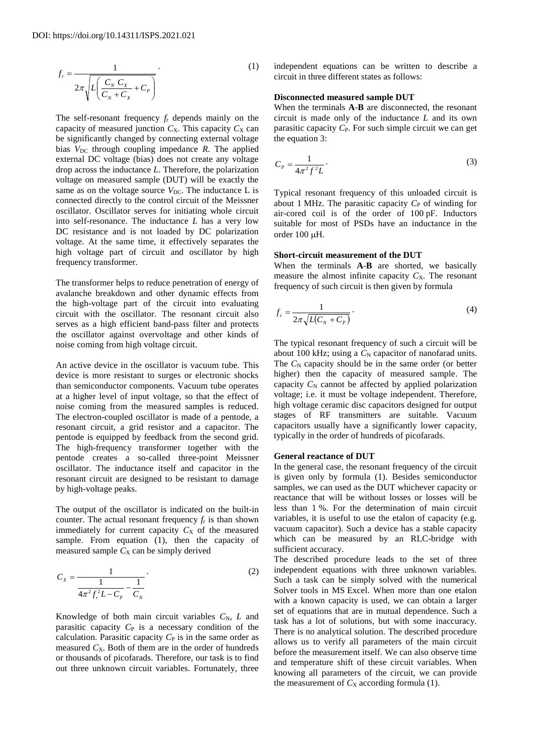$$f_r = \frac{1}{2\pi\sqrt{L\left(\frac{C_N\, C_X}{C_N + C_X} + C_P\right)}} \cdot \tag{1}$$

The self-resonant frequency $f_r$ depends mainly on the capacity of measured junction $C_X$. This capacity $C_X$ can be significantly changed by connecting external voltage bias $V_{DC}$ through coupling impedance $R$. The applied external DC voltage (bias) does not create any voltage drop across the inductance $L$. Therefore, the polarization voltage on measured sample (DUT) will be exactly the same as on the voltage source $V_{DC}$. The inductance L is connected directly to the control circuit of the Meissner oscillator. Oscillator serves for initiating whole circuit into self-resonance. The inductance $L$ has a very low DC resistance and is not loaded by DC polarization voltage. At the same time, it effectively separates the high voltage part of circuit and oscillator by high frequency transformer.

The transformer helps to reduce penetration of energy of avalanche breakdown and other dynamic effects from the high-voltage part of the circuit into evaluating circuit with the oscillator. The resonant circuit also serves as a high efficient band-pass filter and protects the oscillator against overvoltage and other kinds of noise coming from high voltage circuit.

An active device in the oscillator is vacuum tube. This device is more resistant to surges or electronic shocks than semiconductor components. Vacuum tube operates at a higher level of input voltage, so that the effect of noise coming from the measured samples is reduced. The electron-coupled oscillator is made of a pentode, a resonant circuit, a grid resistor and a capacitor. The pentode is equipped by feedback from the second grid. The high-frequency transformer together with the pentode creates a so-called three-point Meissner oscillator. The inductance itself and capacitor in the resonant circuit are designed to be resistant to damage by high-voltage peaks.

The output of the oscillator is indicated on the built-in counter. The actual resonant frequency $f_r$ is than shown immediately for current capacity $C_X$ of the measured sample. From equation (1), then the capacity of measured sample $C_X$ can be simply derived

$$C_X = \frac{1}{\frac{1}{4\pi^2 f_r^2 L - C_P} - \frac{1}{C_N}} \cdot \tag{2}$$

Knowledge of both main circuit variables $C_N$, $L$ and parasitic capacity $C_P$ is a necessary condition of the calculation. Parasitic capacity $C_P$ is in the same order as measured $C_X$. Both of them are in the order of hundreds or thousands of picofarads. Therefore, our task is to find out three unknown circuit variables. Fortunately, three independent equations can be written to describe a circuit in three different states as follows:

**Disconnected measured sample DUT**

When the terminals **A-B** are disconnected, the resonant circuit is made only of the inductance $L$ and its own parasitic capacity $C_P$. For such simple circuit we can get the equation 3:

$$C_P = \frac{1}{4\pi^2 f^2 L} \cdot \tag{3}$$

Typical resonant frequency of this unloaded circuit is about 1 MHz. The parasitic capacity $C_P$ of winding for air-cored coil is of the order of 100 pF. Inductors suitable for most of PSDs have an inductance in the order 100 μH.

**Short-circuit measurement of the DUT**

When the terminals **A-B** are shorted, we basically measure the almost infinite capacity $C_X$. The resonant frequency of such circuit is then given by formula

$$f_r = \frac{1}{2\pi\sqrt{L(C_N + C_P)}} \cdot \tag{4}$$

The typical resonant frequency of such a circuit will be about 100 kHz; using a $C_N$ capacitor of nanofarad units. The $C_N$ capacity should be in the same order (or better higher) then the capacity of measured sample. The capacity $C_N$ cannot be affected by applied polarization voltage; i.e. it must be voltage independent. Therefore, high voltage ceramic disc capacitors designed for output stages of RF transmitters are suitable. Vacuum capacitors usually have a significantly lower capacity, typically in the order of hundreds of picofarads.

**General reactance of DUT**

In the general case, the resonant frequency of the circuit is given only by formula (1). Besides semiconductor samples, we can used as the DUT whichever capacity or reactance that will be without losses or losses will be less than 1 %. For the determination of main circuit variables, it is useful to use the etalon of capacity (e.g. vacuum capacitor). Such a device has a stable capacity which can be measured by an RLC-bridge with sufficient accuracy.

The described procedure leads to the set of three independent equations with three unknown variables. Such a task can be simply solved with the numerical Solver tools in MS Excel. When more than one etalon with a known capacity is used, we can obtain a larger set of equations that are in mutual dependence. Such a task has a lot of solutions, but with some inaccuracy. There is no analytical solution. The described procedure allows us to verify all parameters of the main circuit before the measurement itself. We can also observe time and temperature shift of these circuit variables. When knowing all parameters of the circuit, we can provide the measurement of $C_X$ according formula (1).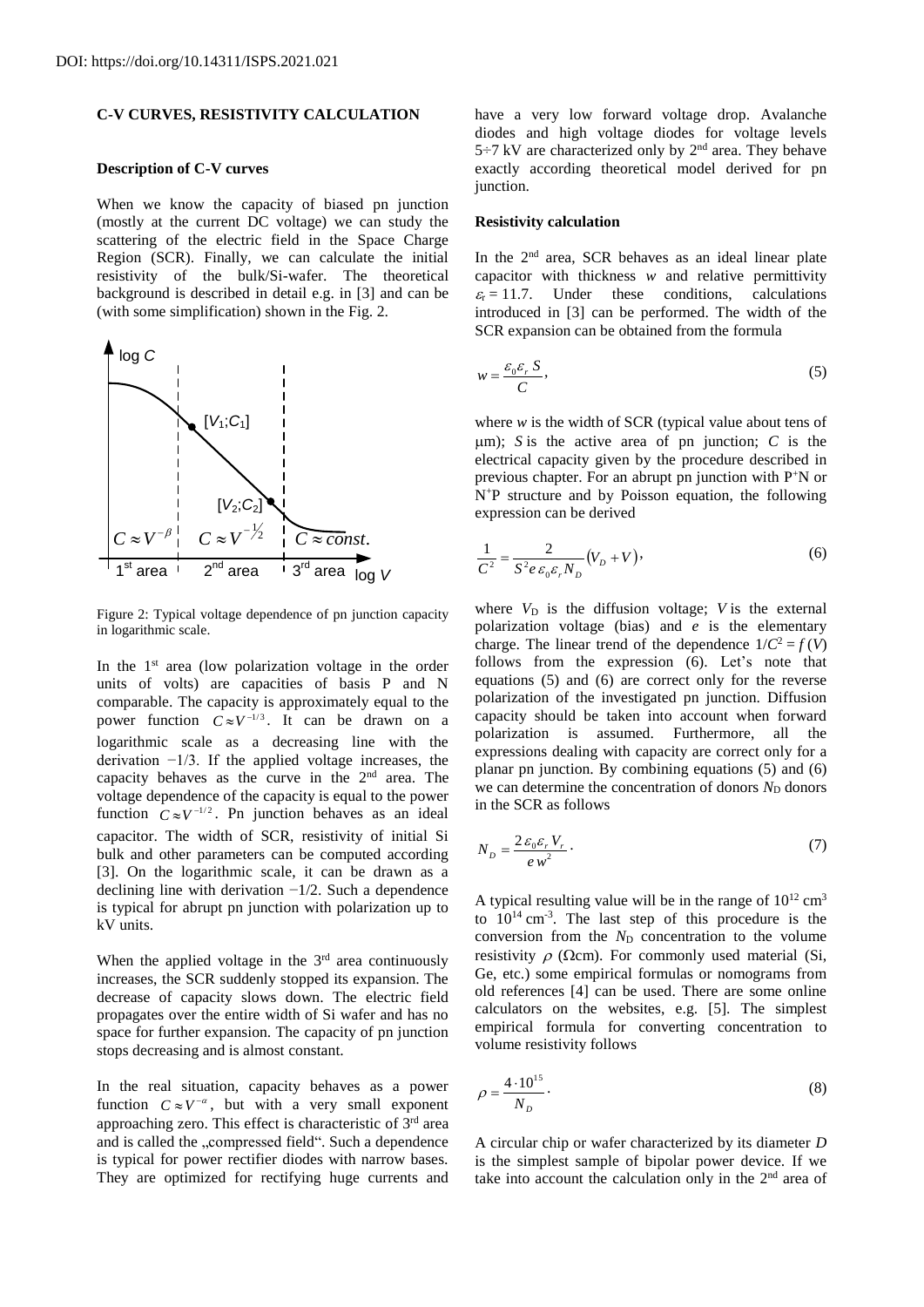DOI: https://doi.org/10.14311/ISPS.2021.021

### C-V CURVES, RESISTIVITY CALCULATION

#### Description of C-V curves

When we know the capacity of biased pn junction (mostly at the current DC voltage) we can study the scattering of the electric field in the Space Charge Region (SCR). Finally, we can calculate the initial resistivity of the bulk/Si-wafer. The theoretical background is described in detail e.g. in [3] and can be (with some simplification) shown in the Fig. 2.

Figure 2: Typical voltage dependence of pn junction capacity in logarithmic scale.

In the 1st area (low polarization voltage in the order units of volts) are capacities of basis P and N comparable. The capacity is approximately equal to the power function $C \approx V^{-1/3}$. It can be drawn on a logarithmic scale as a decreasing line with the derivation −1/3. If the applied voltage increases, the capacity behaves as the curve in the 2nd area. The voltage dependence of the capacity is equal to the power function $C \approx V^{-1/2}$. Pn junction behaves as an ideal capacitor. The width of SCR, resistivity of initial Si bulk and other parameters can be computed according [3]. On the logarithmic scale, it can be drawn as a declining line with derivation −1/2. Such a dependence is typical for abrupt pn junction with polarization up to kV units.

When the applied voltage in the 3rd area continuously increases, the SCR suddenly stopped its expansion. The decrease of capacity slows down. The electric field propagates over the entire width of Si wafer and has no space for further expansion. The capacity of pn junction stops decreasing and is almost constant.

In the real situation, capacity behaves as a power function $C \approx V^{-\alpha}$, but with a very small exponent approaching zero. This effect is characteristic of 3rd area and is called the „compressed field". Such a dependence is typical for power rectifier diodes with narrow bases. They are optimized for rectifying huge currents and have a very low forward voltage drop. Avalanche diodes and high voltage diodes for voltage levels 5÷7 kV are characterized only by 2nd area. They behave exactly according theoretical model derived for pn junction.

#### Resistivity calculation

In the 2nd area, SCR behaves as an ideal linear plate capacitor with thickness $w$ and relative permittivity $\varepsilon_r = 11.7$. Under these conditions, calculations introduced in [3] can be performed. The width of the SCR expansion can be obtained from the formula

$$w = \frac{\varepsilon_0 \varepsilon_r S}{C}, \tag{5}$$

where $w$ is the width of SCR (typical value about tens of μm); $S$ is the active area of pn junction; $C$ is the electrical capacity given by the procedure described in previous chapter. For an abrupt pn junction with $P^+N$ or $N^+P$ structure and by Poisson equation, the following expression can be derived

$$\frac{1}{C^2} = \frac{2}{S^2 e \varepsilon_0 \varepsilon_r N_D}\left(V_D + V\right), \tag{6}$$

where $V_D$ is the diffusion voltage; $V$ is the external polarization voltage (bias) and $e$ is the elementary charge. The linear trend of the dependence $1/C^2 = f(V)$ follows from the expression (6). Let's note that equations (5) and (6) are correct only for the reverse polarization of the investigated pn junction. Diffusion capacity should be taken into account when forward polarization is assumed. Furthermore, all the expressions dealing with capacity are correct only for a planar pn junction. By combining equations (5) and (6) we can determine the concentration of donors $N_D$ donors in the SCR as follows

$$N_D = \frac{2 \varepsilon_0 \varepsilon_r V_r}{e w^2}. \tag{7}$$

A typical resulting value will be in the range of $10^{12}$ cm$^3$ to $10^{14}$ cm$^{-3}$. The last step of this procedure is the conversion from the $N_D$ concentration to the volume resistivity $\rho$ (Ωcm). For commonly used material (Si, Ge, etc.) some empirical formulas or nomograms from old references [4] can be used. There are some online calculators on the websites, e.g. [5]. The simplest empirical formula for converting concentration to volume resistivity follows

$$\rho = \frac{4 \cdot 10^{15}}{N_D}. \tag{8}$$

A circular chip or wafer characterized by its diameter $D$ is the simplest sample of bipolar power device. If we take into account the calculation only in the 2nd area of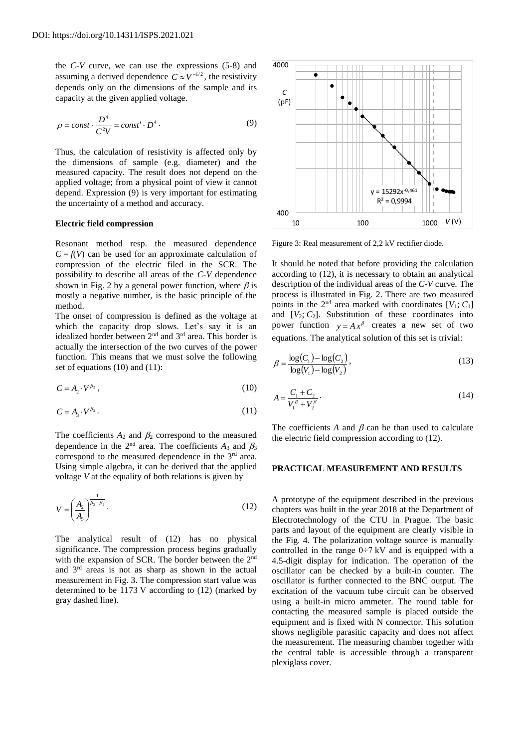DOI: https://doi.org/10.14311/ISPS.2021.021

the *C-V* curve, we can use the expressions (5-8) and assuming a derived dependence $C \approx V^{-1/2}$, the resistivity depends only on the dimensions of the sample and its capacity at the given applied voltage.

$$\rho = const \cdot \frac{D^4}{C^2 V} = const' \cdot D^4 \cdot \tag{9}$$

Thus, the calculation of resistivity is affected only by the dimensions of sample (e.g. diameter) and the measured capacity. The result does not depend on the applied voltage; from a physical point of view it cannot depend. Expression (9) is very important for estimating the uncertainty of a method and accuracy.

**Electric field compression**

Resonant method resp. the measured dependence $C = f(V)$ can be used for an approximate calculation of compression of the electric filed in the SCR. The possibility to describe all areas of the *C-V* dependence shown in Fig. 2 by a general power function, where $\beta$ is mostly a negative number, is the basic principle of the method.

The onset of compression is defined as the voltage at which the capacity drop slows. Let's say it is an idealized border between 2[nd] and 3[rd] area. This border is actually the intersection of the two curves of the power function. This means that we must solve the following set of equations (10) and (11):

$$C = A_2 \cdot V^{\beta_2}, \tag{10}$$

$$C = A_3 \cdot V^{\beta_3}. \tag{11}$$

The coefficients $A_2$ and $\beta_2$ correspond to the measured dependence in the 2[nd] area. The coefficients $A_3$ and $\beta_3$ correspond to the measured dependence in the 3[rd] area. Using simple algebra, it can be derived that the applied voltage $V$ at the equality of both relations is given by

$$V = \left(\frac{A_2}{A_3}\right)^{\frac{1}{\beta_3 - \beta_2}}. \tag{12}$$

The analytical result of (12) has no physical significance. The compression process begins gradually with the expansion of SCR. The border between the 2[nd] and 3[rd] areas is not as sharp as shown in the actual measurement in Fig. 3. The compression start value was determined to be 1173 V according to (12) (marked by gray dashed line).

Figure 3: Real measurement of 2,2 kV rectifier diode.

It should be noted that before providing the calculation according to (12), it is necessary to obtain an analytical description of the individual areas of the *C-V* curve. The process is illustrated in Fig. 2. There are two measured points in the 2[nd] area marked with coordinates [$V_1$; $C_1$] and [$V_2$; $C_2$]. Substitution of these coordinates into power function $y = Ax^{\beta}$ creates a new set of two equations. The analytical solution of this set is trivial:

$$\beta = \frac{\log(C_1) - \log(C_2)}{\log(V_1) - \log(V_2)}, \tag{13}$$

$$A = \frac{C_1 + C_2}{V_1^{\beta} + V_2^{\beta}}. \tag{14}$$

The coefficients $A$ and $\beta$ can be than used to calculate the electric field compression according to (12).

**PRACTICAL MEASUREMENT AND RESULTS**

A prototype of the equipment described in the previous chapters was built in the year 2018 at the Department of Electrotechnology of the CTU in Prague. The basic parts and layout of the equipment are clearly visible in the Fig. 4. The polarization voltage source is manually controlled in the range 0÷7 kV and is equipped with a 4.5-digit display for indication. The operation of the oscillator can be checked by a built-in counter. The oscillator is further connected to the BNC output. The excitation of the vacuum tube circuit can be observed using a built-in micro ammeter. The round table for contacting the measured sample is placed outside the equipment and is fixed with N connector. This solution shows negligible parasitic capacity and does not affect the measurement. The measuring chamber together with the central table is accessible through a transparent plexiglass cover.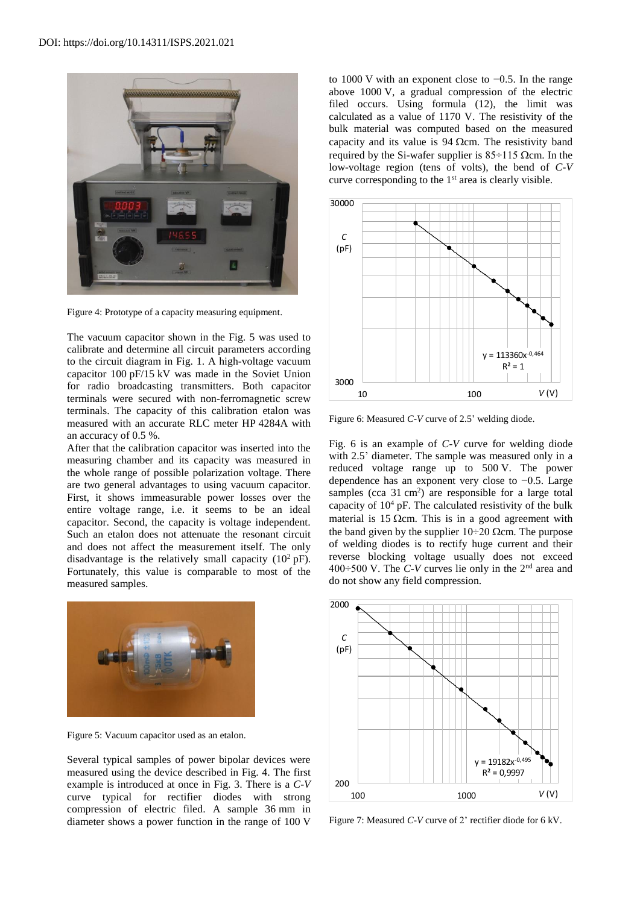DOI: https://doi.org/10.14311/ISPS.2021.021

Figure 4: Prototype of a capacity measuring equipment.

The vacuum capacitor shown in the Fig. 5 was used to calibrate and determine all circuit parameters according to the circuit diagram in Fig. 1. A high-voltage vacuum capacitor 100 pF/15 kV was made in the Soviet Union for radio broadcasting transmitters. Both capacitor terminals were secured with non-ferromagnetic screw terminals. The capacity of this calibration etalon was measured with an accurate RLC meter HP 4284A with an accuracy of 0.5 %.

After that the calibration capacitor was inserted into the measuring chamber and its capacity was measured in the whole range of possible polarization voltage. There are two general advantages to using vacuum capacitor. First, it shows immeasurable power losses over the entire voltage range, i.e. it seems to be an ideal capacitor. Second, the capacity is voltage independent. Such an etalon does not attenuate the resonant circuit and does not affect the measurement itself. The only disadvantage is the relatively small capacity ($10^2$ pF). Fortunately, this value is comparable to most of the measured samples.

Figure 5: Vacuum capacitor used as an etalon.

Several typical samples of power bipolar devices were measured using the device described in Fig. 4. The first example is introduced at once in Fig. 3. There is a *C-V* curve typical for rectifier diodes with strong compression of electric filed. A sample 36 mm in diameter shows a power function in the range of 100 V to 1000 V with an exponent close to −0.5. In the range above 1000 V, a gradual compression of the electric filed occurs. Using formula (12), the limit was calculated as a value of 1170 V. The resistivity of the bulk material was computed based on the measured capacity and its value is 94 Ωcm. The resistivity band required by the Si-wafer supplier is 85÷115 Ωcm. In the low-voltage region (tens of volts), the bend of *C-V* curve corresponding to the 1st area is clearly visible.

Figure 6: Measured *C-V* curve of 2.5' welding diode.

Fig. 6 is an example of *C-V* curve for welding diode with 2.5' diameter. The sample was measured only in a reduced voltage range up to 500 V. The power dependence has an exponent very close to −0.5. Large samples (cca 31 $cm^2$) are responsible for a large total capacity of $10^4$ pF. The calculated resistivity of the bulk material is 15 Ωcm. This is in a good agreement with the band given by the supplier 10÷20 Ωcm. The purpose of welding diodes is to rectify huge current and their reverse blocking voltage usually does not exceed 400÷500 V. The *C-V* curves lie only in the 2nd area and do not show any field compression.

Figure 7: Measured *C-V* curve of 2' rectifier diode for 6 kV.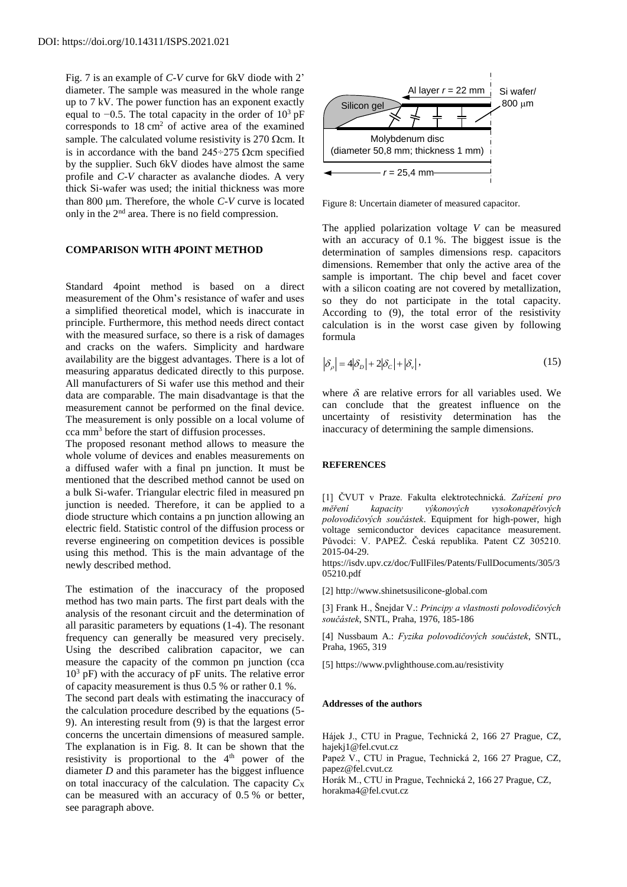DOI: https://doi.org/10.14311/ISPS.2021.021

Fig. 7 is an example of *C-V* curve for 6kV diode with 2' diameter. The sample was measured in the whole range up to 7 kV. The power function has an exponent exactly equal to −0.5. The total capacity in the order of $10^3$ pF corresponds to 18 cm$^2$ of active area of the examined sample. The calculated volume resistivity is 270 Ωcm. It is in accordance with the band 245÷275 Ωcm specified by the supplier. Such 6kV diodes have almost the same profile and *C-V* character as avalanche diodes. A very thick Si-wafer was used; the initial thickness was more than 800 μm. Therefore, the whole *C-V* curve is located only in the 2nd area. There is no field compression.

## COMPARISON WITH 4POINT METHOD

Standard 4point method is based on a direct measurement of the Ohm's resistance of wafer and uses a simplified theoretical model, which is inaccurate in principle. Furthermore, this method needs direct contact with the measured surface, so there is a risk of damages and cracks on the wafers. Simplicity and hardware availability are the biggest advantages. There is a lot of measuring apparatus dedicated directly to this purpose. All manufacturers of Si wafer use this method and their data are comparable. The main disadvantage is that the measurement cannot be performed on the final device. The measurement is only possible on a local volume of cca mm$^3$ before the start of diffusion processes.

The proposed resonant method allows to measure the whole volume of devices and enables measurements on a diffused wafer with a final pn junction. It must be mentioned that the described method cannot be used on a bulk Si-wafer. Triangular electric filed in measured pn junction is needed. Therefore, it can be applied to a diode structure which contains a pn junction allowing an electric field. Statistic control of the diffusion process or reverse engineering on competition devices is possible using this method. This is the main advantage of the newly described method.

The estimation of the inaccuracy of the proposed method has two main parts. The first part deals with the analysis of the resonant circuit and the determination of all parasitic parameters by equations (1-4). The resonant frequency can generally be measured very precisely. Using the described calibration capacitor, we can measure the capacity of the common pn junction (cca $10^3$ pF) with the accuracy of pF units. The relative error of capacity measurement is thus 0.5 % or rather 0.1 %.

The second part deals with estimating the inaccuracy of the calculation procedure described by the equations (5-9). An interesting result from (9) is that the largest error concerns the uncertain dimensions of measured sample. The explanation is in Fig. 8. It can be shown that the resistivity is proportional to the 4th power of the diameter $D$ and this parameter has the biggest influence on total inaccuracy of the calculation. The capacity $C_X$ can be measured with an accuracy of 0.5 % or better, see paragraph above.

Al layer $r$ = 22 mm
Si wafer/ 800 μm
Silicon gel
Molybdenum disc
(diameter 50,8 mm; thickness 1 mm)
$r$ = 25,4 mm

Figure 8: Uncertain diameter of measured capacitor.

The applied polarization voltage $V$ can be measured with an accuracy of 0.1 %. The biggest issue is the determination of samples dimensions resp. capacitors dimensions. Remember that only the active area of the sample is important. The chip bevel and facet cover with a silicon coating are not covered by metallization, so they do not participate in the total capacity. According to (9), the total error of the resistivity calculation is in the worst case given by following formula

$$|\delta_\rho| = 4|\delta_D| + 2|\delta_C| + |\delta_v|, \tag{15}$$

where $\delta_i$ are relative errors for all variables used. We can conclude that the greatest influence on the uncertainty of resistivity determination has the inaccuracy of determining the sample dimensions.

## REFERENCES

[1] ČVUT v Praze. Fakulta elektrotechnická. *Zařízení pro měření kapacity výkonových vysokonapěťových polovodičových součástek*. Equipment for high-power, high voltage semiconductor devices capacitance measurement. Původci: V. PAPEŽ. Česká republika. Patent CZ 305210. 2015-04-29. https://isdv.upv.cz/doc/FullFiles/Patents/FullDocuments/305/305210.pdf

[2] http://www.shinetsusilicone-global.com

[3] Frank H., Šnejdar V.: *Principy a vlastnosti polovodičových součástek*, SNTL, Praha, 1976, 185-186

[4] Nussbaum A.: *Fyzika polovodičových součástek*, SNTL, Praha, 1965, 319

[5] https://www.pvlighthouse.com.au/resistivity

### Addresses of the authors

Hájek J., CTU in Prague, Technická 2, 166 27 Prague, CZ, hajekj1@fel.cvut.cz

Papež V., CTU in Prague, Technická 2, 166 27 Prague, CZ, papez@fel.cvut.cz

Horák M., CTU in Prague, Technická 2, 166 27 Prague, CZ, horakma4@fel.cvut.cz